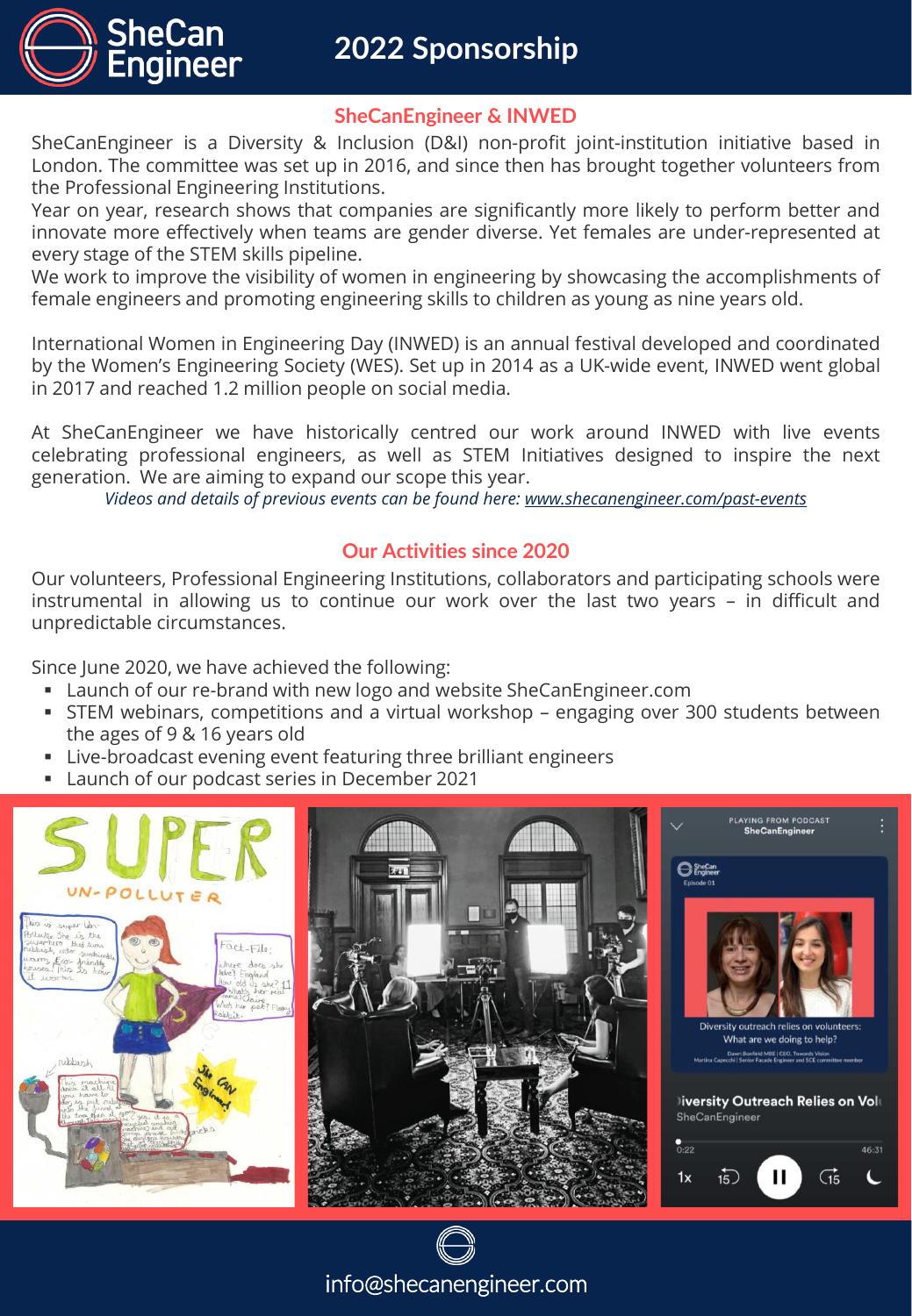# SheCan Engineer

## 2022 Sponsorship

### SheCanEngineer & INWED

SheCanEngineer is a Diversity & Inclusion (D&I) non-profit joint-institution initiative based in London. The committee was set up in 2016, and since then has brought together volunteers from the Professional Engineering Institutions.

Year on year, research shows that companies are significantly more likely to perform better and innovate more effectively when teams are gender diverse. Yet females are under-represented at every stage of the STEM skills pipeline.

We work to improve the visibility of women in engineering by showcasing the accomplishments of female engineers and promoting engineering skills to children as young as nine years old.

International Women in Engineering Day (INWED) is an annual festival developed and coordinated by the Women's Engineering Society (WES). Set up in 2014 as a UK-wide event, INWED went global in 2017 and reached 1.2 million people on social media.

At SheCanEngineer we have historically centred our work around INWED with live events celebrating professional engineers, as well as STEM Initiatives designed to inspire the next generation. We are aiming to expand our scope this year.

*Videos and details of previous events can be found here: www.shecanengineer.com/past-events*

### Our Activities since 2020

Our volunteers, Professional Engineering Institutions, collaborators and participating schools were instrumental in allowing us to continue our work over the last two years – in difficult and unpredictable circumstances.

Since June 2020, we have achieved the following:

- Launch of our re-brand with new logo and website SheCanEngineer.com
- STEM webinars, competitions and a virtual workshop – engaging over 300 students between the ages of 9 & 16 years old
- Live-broadcast evening event featuring three brilliant engineers
- Launch of our podcast series in December 2021

info@shecanengineer.com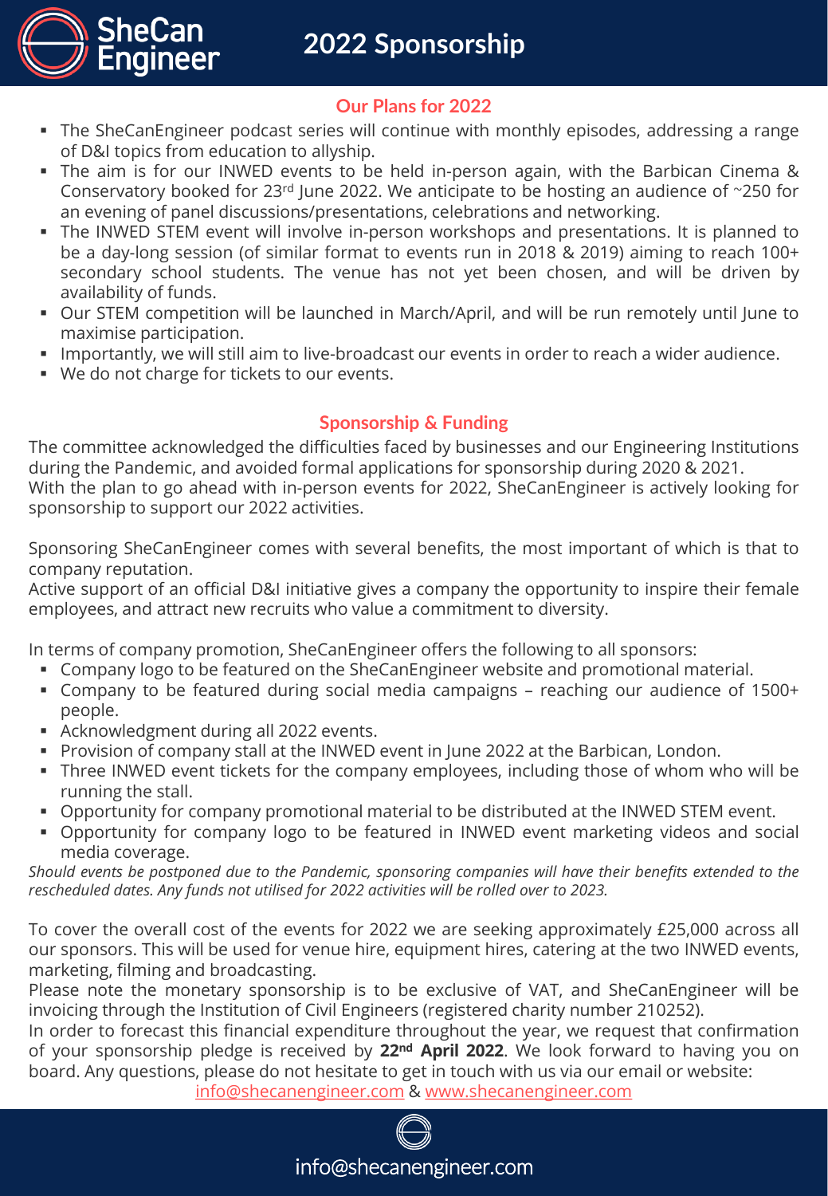# 2022 Sponsorship

## Our Plans for 2022

- The SheCanEngineer podcast series will continue with monthly episodes, addressing a range of D&I topics from education to allyship.
- The aim is for our INWED events to be held in-person again, with the Barbican Cinema & Conservatory booked for 23rd June 2022. We anticipate to be hosting an audience of ~250 for an evening of panel discussions/presentations, celebrations and networking.
- The INWED STEM event will involve in-person workshops and presentations. It is planned to be a day-long session (of similar format to events run in 2018 & 2019) aiming to reach 100+ secondary school students. The venue has not yet been chosen, and will be driven by availability of funds.
- Our STEM competition will be launched in March/April, and will be run remotely until June to maximise participation.
- Importantly, we will still aim to live-broadcast our events in order to reach a wider audience.
- We do not charge for tickets to our events.

## Sponsorship & Funding

The committee acknowledged the difficulties faced by businesses and our Engineering Institutions during the Pandemic, and avoided formal applications for sponsorship during 2020 & 2021.
With the plan to go ahead with in-person events for 2022, SheCanEngineer is actively looking for sponsorship to support our 2022 activities.

Sponsoring SheCanEngineer comes with several benefits, the most important of which is that to company reputation.
Active support of an official D&I initiative gives a company the opportunity to inspire their female employees, and attract new recruits who value a commitment to diversity.

In terms of company promotion, SheCanEngineer offers the following to all sponsors:

- Company logo to be featured on the SheCanEngineer website and promotional material.
- Company to be featured during social media campaigns – reaching our audience of 1500+ people.
- Acknowledgment during all 2022 events.
- Provision of company stall at the INWED event in June 2022 at the Barbican, London.
- Three INWED event tickets for the company employees, including those of whom who will be running the stall.
- Opportunity for company promotional material to be distributed at the INWED STEM event.
- Opportunity for company logo to be featured in INWED event marketing videos and social media coverage.

*Should events be postponed due to the Pandemic, sponsoring companies will have their benefits extended to the rescheduled dates. Any funds not utilised for 2022 activities will be rolled over to 2023.*

To cover the overall cost of the events for 2022 we are seeking approximately £25,000 across all our sponsors. This will be used for venue hire, equipment hires, catering at the two INWED events, marketing, filming and broadcasting.
Please note the monetary sponsorship is to be exclusive of VAT, and SheCanEngineer will be invoicing through the Institution of Civil Engineers (registered charity number 210252).
In order to forecast this financial expenditure throughout the year, we request that confirmation of your sponsorship pledge is received by **22nd April 2022**. We look forward to having you on board. Any questions, please do not hesitate to get in touch with us via our email or website:

info@shecanengineer.com & www.shecanengineer.com